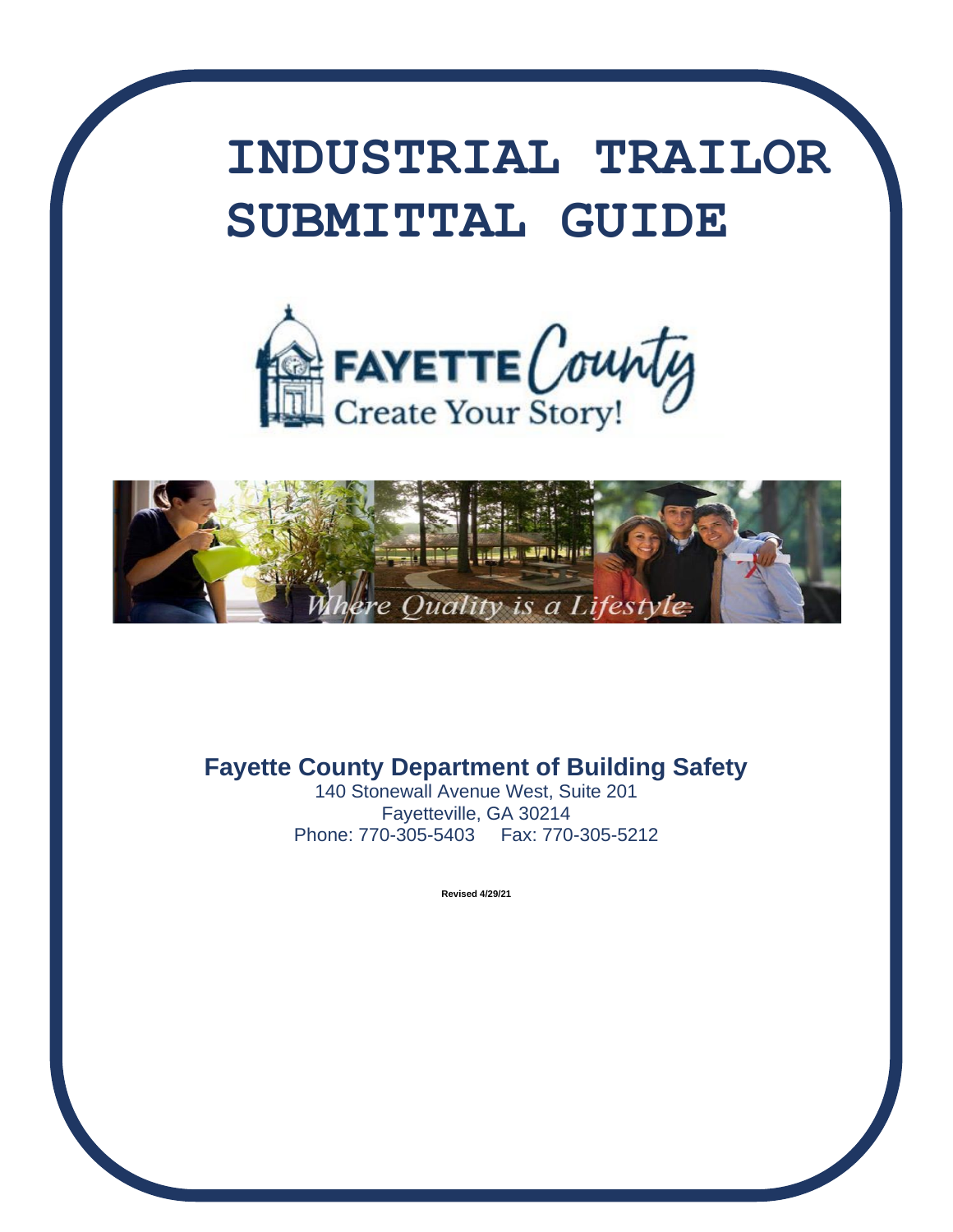# INDUSTRIAL TRAILOR SUBMITTAL GUIDE

FAYETTE County

Create Your Story!

*Where Quality is a Lifestyle*

**Fayette County Department of Building Safety**

140 Stonewall Avenue West, Suite 201

Fayetteville, GA 30214

Phone: 770-305-5403 Fax: 770-305-5212

**Revised 4/29/21**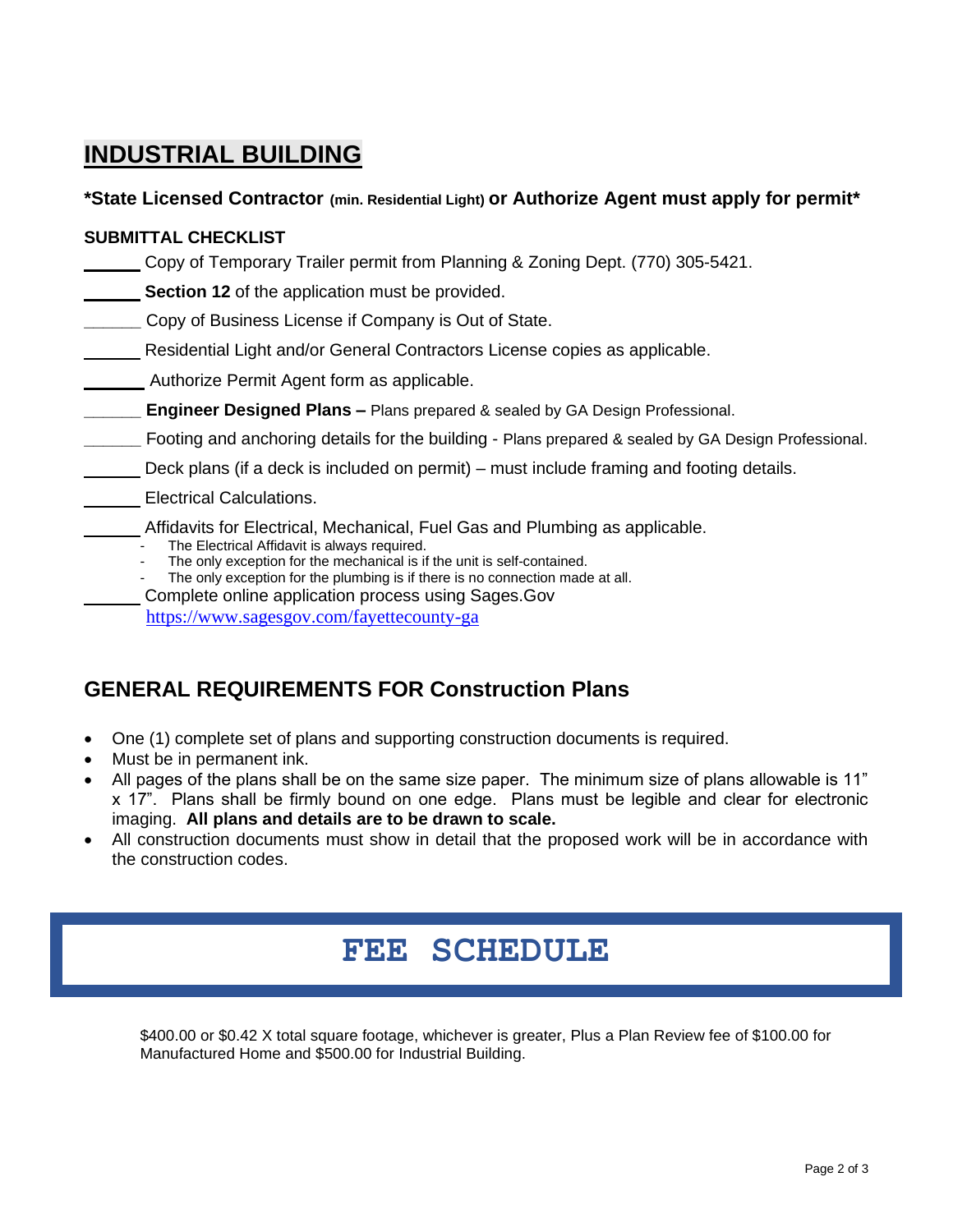# INDUSTRIAL BUILDING

**\*State Licensed Contractor (min. Residential Light) or Authorize Agent must apply for permit\***

### SUBMITTAL CHECKLIST

______ Copy of Temporary Trailer permit from Planning & Zoning Dept. (770) 305-5421.

______ **Section 12** of the application must be provided.

______ Copy of Business License if Company is Out of State.

______ Residential Light and/or General Contractors License copies as applicable.

______ Authorize Permit Agent form as applicable.

______ **Engineer Designed Plans –** Plans prepared & sealed by GA Design Professional.

______ Footing and anchoring details for the building - Plans prepared & sealed by GA Design Professional.

______ Deck plans (if a deck is included on permit) – must include framing and footing details.

______ Electrical Calculations.

______ Affidavits for Electrical, Mechanical, Fuel Gas and Plumbing as applicable.

- The Electrical Affidavit is always required.
- The only exception for the mechanical is if the unit is self-contained.
- The only exception for the plumbing is if there is no connection made at all.

______ Complete online application process using Sages.Gov https://www.sagesgov.com/fayettecounty-ga

## GENERAL REQUIREMENTS FOR Construction Plans

- One (1) complete set of plans and supporting construction documents is required.
- Must be in permanent ink.
- All pages of the plans shall be on the same size paper. The minimum size of plans allowable is 11" x 17". Plans shall be firmly bound on one edge. Plans must be legible and clear for electronic imaging. **All plans and details are to be drawn to scale.**
- All construction documents must show in detail that the proposed work will be in accordance with the construction codes.

## FEE SCHEDULE

$400.00 or $0.42 X total square footage, whichever is greater, Plus a Plan Review fee of $100.00 for Manufactured Home and $500.00 for Industrial Building.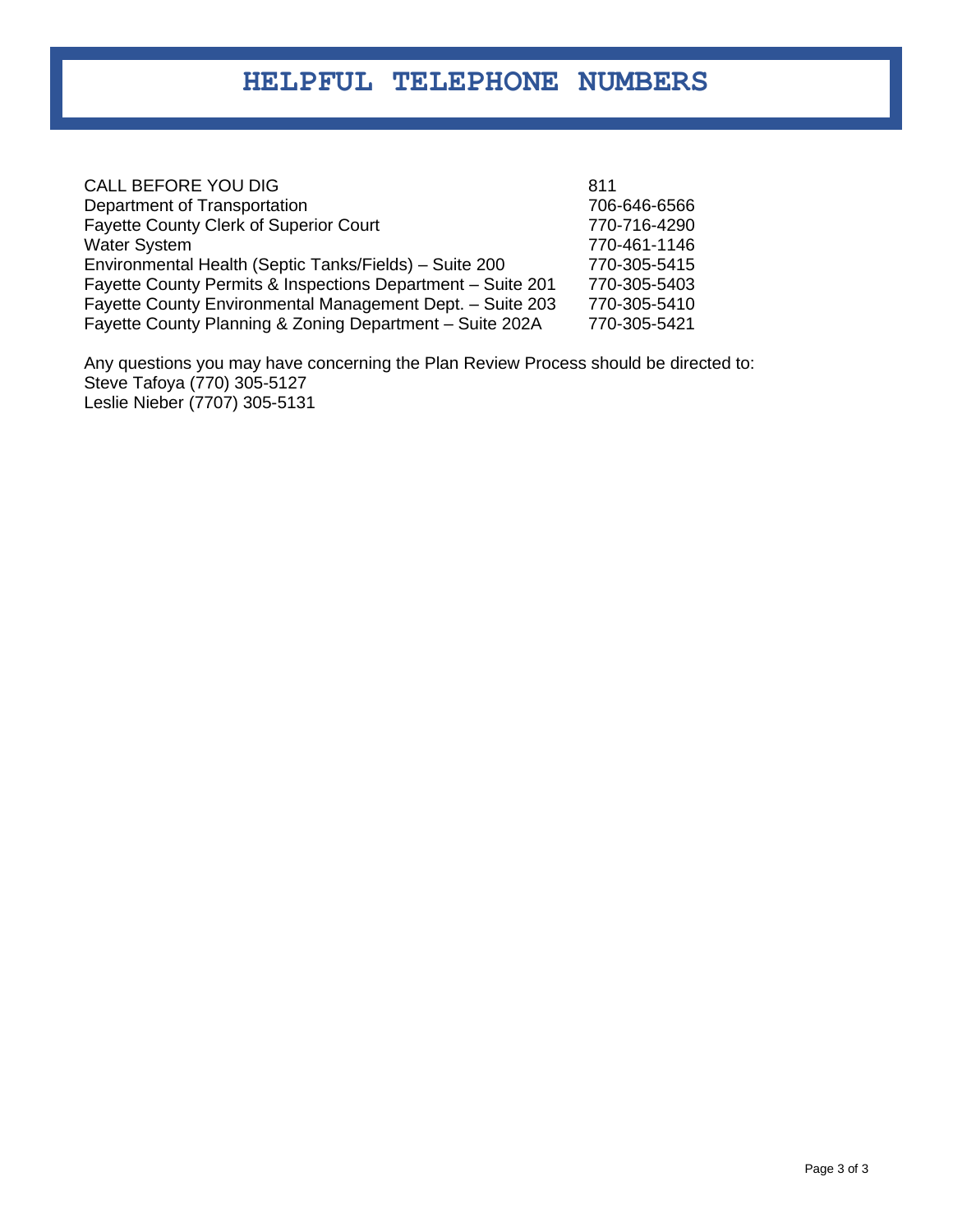# HELPFUL TELEPHONE NUMBERS

| | |
|---|---|
| CALL BEFORE YOU DIG | 811 |
| Department of Transportation | 706-646-6566 |
| Fayette County Clerk of Superior Court | 770-716-4290 |
| Water System | 770-461-1146 |
| Environmental Health (Septic Tanks/Fields) – Suite 200 | 770-305-5415 |
| Fayette County Permits & Inspections Department – Suite 201 | 770-305-5403 |
| Fayette County Environmental Management Dept. – Suite 203 | 770-305-5410 |
| Fayette County Planning & Zoning Department – Suite 202A | 770-305-5421 |

Any questions you may have concerning the Plan Review Process should be directed to:
Steve Tafoya (770) 305-5127
Leslie Nieber (7707) 305-5131